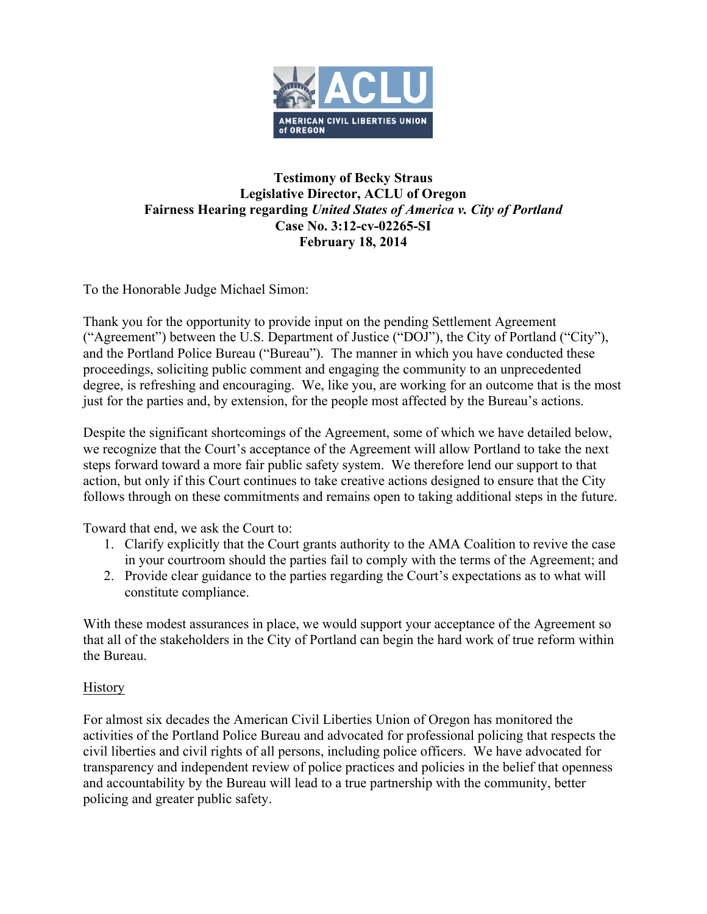ACLU

AMERICAN CIVIL LIBERTIES UNION of OREGON

**Testimony of Becky Straus**
**Legislative Director, ACLU of Oregon**
**Fairness Hearing regarding *United States of America v. City of Portland***
**Case No. 3:12-cv-02265-SI**
**February 18, 2014**

To the Honorable Judge Michael Simon:

Thank you for the opportunity to provide input on the pending Settlement Agreement ("Agreement") between the U.S. Department of Justice ("DOJ"), the City of Portland ("City"), and the Portland Police Bureau ("Bureau"). The manner in which you have conducted these proceedings, soliciting public comment and engaging the community to an unprecedented degree, is refreshing and encouraging. We, like you, are working for an outcome that is the most just for the parties and, by extension, for the people most affected by the Bureau's actions.

Despite the significant shortcomings of the Agreement, some of which we have detailed below, we recognize that the Court's acceptance of the Agreement will allow Portland to take the next steps forward toward a more fair public safety system. We therefore lend our support to that action, but only if this Court continues to take creative actions designed to ensure that the City follows through on these commitments and remains open to taking additional steps in the future.

Toward that end, we ask the Court to:

1. Clarify explicitly that the Court grants authority to the AMA Coalition to revive the case in your courtroom should the parties fail to comply with the terms of the Agreement; and
2. Provide clear guidance to the parties regarding the Court's expectations as to what will constitute compliance.

With these modest assurances in place, we would support your acceptance of the Agreement so that all of the stakeholders in the City of Portland can begin the hard work of true reform within the Bureau.

History

For almost six decades the American Civil Liberties Union of Oregon has monitored the activities of the Portland Police Bureau and advocated for professional policing that respects the civil liberties and civil rights of all persons, including police officers. We have advocated for transparency and independent review of police practices and policies in the belief that openness and accountability by the Bureau will lead to a true partnership with the community, better policing and greater public safety.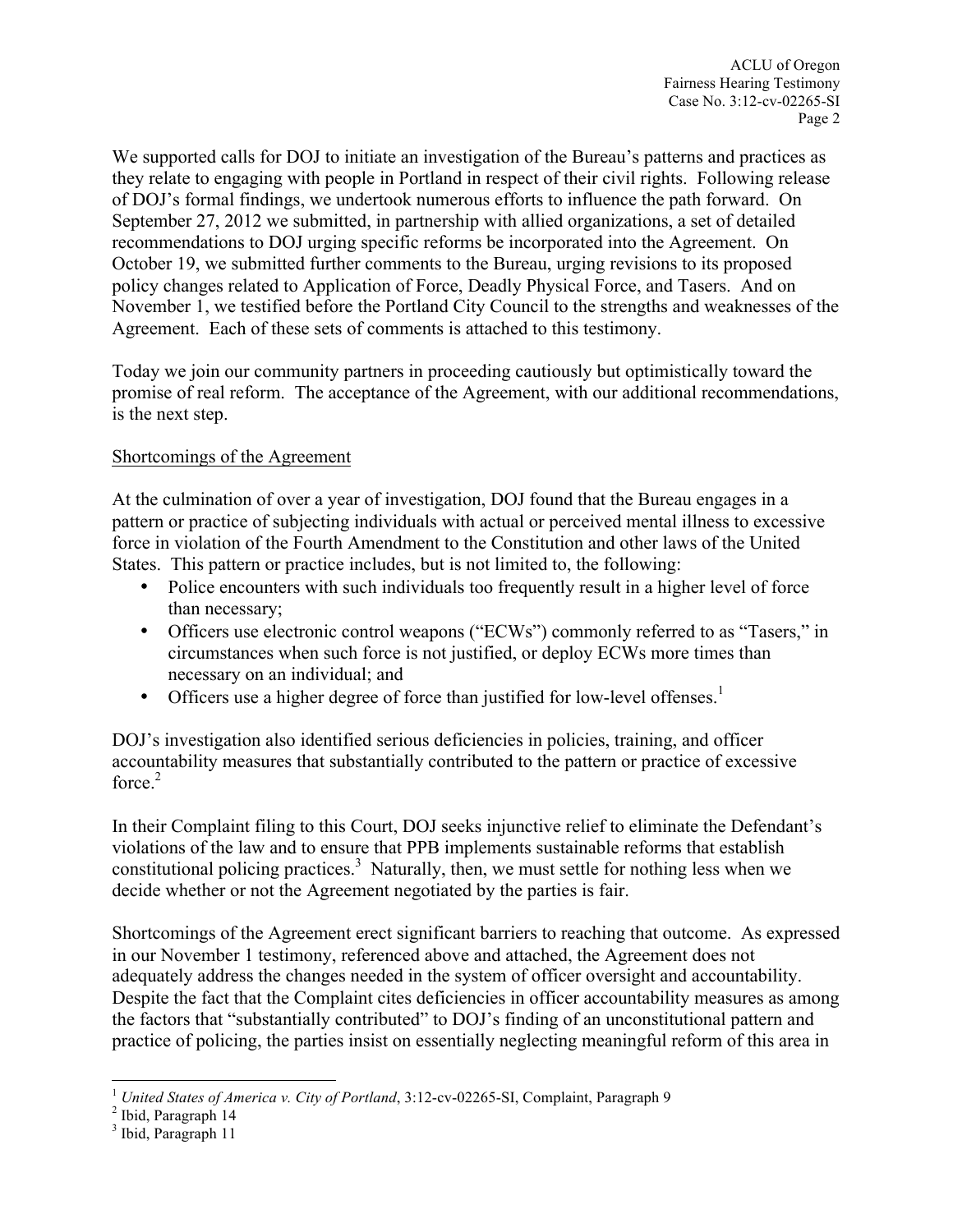We supported calls for DOJ to initiate an investigation of the Bureau's patterns and practices as they relate to engaging with people in Portland in respect of their civil rights. Following release of DOJ's formal findings, we undertook numerous efforts to influence the path forward. On September 27, 2012 we submitted, in partnership with allied organizations, a set of detailed recommendations to DOJ urging specific reforms be incorporated into the Agreement. On October 19, we submitted further comments to the Bureau, urging revisions to its proposed policy changes related to Application of Force, Deadly Physical Force, and Tasers. And on November 1, we testified before the Portland City Council to the strengths and weaknesses of the Agreement. Each of these sets of comments is attached to this testimony.

Today we join our community partners in proceeding cautiously but optimistically toward the promise of real reform. The acceptance of the Agreement, with our additional recommendations, is the next step.

<u>Shortcomings of the Agreement</u>

At the culmination of over a year of investigation, DOJ found that the Bureau engages in a pattern or practice of subjecting individuals with actual or perceived mental illness to excessive force in violation of the Fourth Amendment to the Constitution and other laws of the United States. This pattern or practice includes, but is not limited to, the following:

- Police encounters with such individuals too frequently result in a higher level of force than necessary;
- Officers use electronic control weapons ("ECWs") commonly referred to as "Tasers," in circumstances when such force is not justified, or deploy ECWs more times than necessary on an individual; and
- Officers use a higher degree of force than justified for low-level offenses.[1]

DOJ's investigation also identified serious deficiencies in policies, training, and officer accountability measures that substantially contributed to the pattern or practice of excessive force.[2]

In their Complaint filing to this Court, DOJ seeks injunctive relief to eliminate the Defendant's violations of the law and to ensure that PPB implements sustainable reforms that establish constitutional policing practices.[3] Naturally, then, we must settle for nothing less when we decide whether or not the Agreement negotiated by the parties is fair.

Shortcomings of the Agreement erect significant barriers to reaching that outcome. As expressed in our November 1 testimony, referenced above and attached, the Agreement does not adequately address the changes needed in the system of officer oversight and accountability. Despite the fact that the Complaint cites deficiencies in officer accountability measures as among the factors that "substantially contributed" to DOJ's finding of an unconstitutional pattern and practice of policing, the parties insist on essentially neglecting meaningful reform of this area in

---

[1] *United States of America v. City of Portland*, 3:12-cv-02265-SI, Complaint, Paragraph 9

[2] Ibid, Paragraph 14

[3] Ibid, Paragraph 11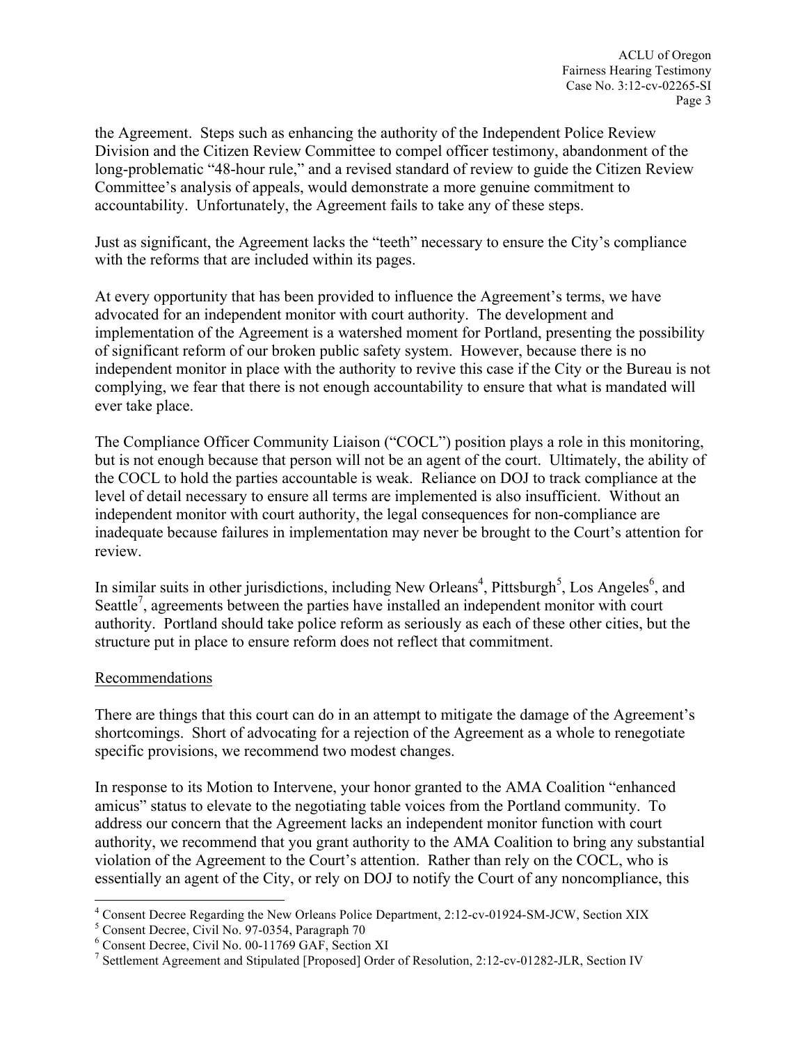the Agreement. Steps such as enhancing the authority of the Independent Police Review Division and the Citizen Review Committee to compel officer testimony, abandonment of the long-problematic "48-hour rule," and a revised standard of review to guide the Citizen Review Committee's analysis of appeals, would demonstrate a more genuine commitment to accountability. Unfortunately, the Agreement fails to take any of these steps.

Just as significant, the Agreement lacks the "teeth" necessary to ensure the City's compliance with the reforms that are included within its pages.

At every opportunity that has been provided to influence the Agreement's terms, we have advocated for an independent monitor with court authority. The development and implementation of the Agreement is a watershed moment for Portland, presenting the possibility of significant reform of our broken public safety system. However, because there is no independent monitor in place with the authority to revive this case if the City or the Bureau is not complying, we fear that there is not enough accountability to ensure that what is mandated will ever take place.

The Compliance Officer Community Liaison ("COCL") position plays a role in this monitoring, but is not enough because that person will not be an agent of the court. Ultimately, the ability of the COCL to hold the parties accountable is weak. Reliance on DOJ to track compliance at the level of detail necessary to ensure all terms are implemented is also insufficient. Without an independent monitor with court authority, the legal consequences for non-compliance are inadequate because failures in implementation may never be brought to the Court's attention for review.

In similar suits in other jurisdictions, including New Orleans[4], Pittsburgh[5], Los Angeles[6], and Seattle[7], agreements between the parties have installed an independent monitor with court authority. Portland should take police reform as seriously as each of these other cities, but the structure put in place to ensure reform does not reflect that commitment.

<u>Recommendations</u>

There are things that this court can do in an attempt to mitigate the damage of the Agreement's shortcomings. Short of advocating for a rejection of the Agreement as a whole to renegotiate specific provisions, we recommend two modest changes.

In response to its Motion to Intervene, your honor granted to the AMA Coalition "enhanced amicus" status to elevate to the negotiating table voices from the Portland community. To address our concern that the Agreement lacks an independent monitor function with court authority, we recommend that you grant authority to the AMA Coalition to bring any substantial violation of the Agreement to the Court's attention. Rather than rely on the COCL, who is essentially an agent of the City, or rely on DOJ to notify the Court of any noncompliance, this

[4] Consent Decree Regarding the New Orleans Police Department, 2:12-cv-01924-SM-JCW, Section XIX

[5] Consent Decree, Civil No. 97-0354, Paragraph 70

[6] Consent Decree, Civil No. 00-11769 GAF, Section XI

[7] Settlement Agreement and Stipulated [Proposed] Order of Resolution, 2:12-cv-01282-JLR, Section IV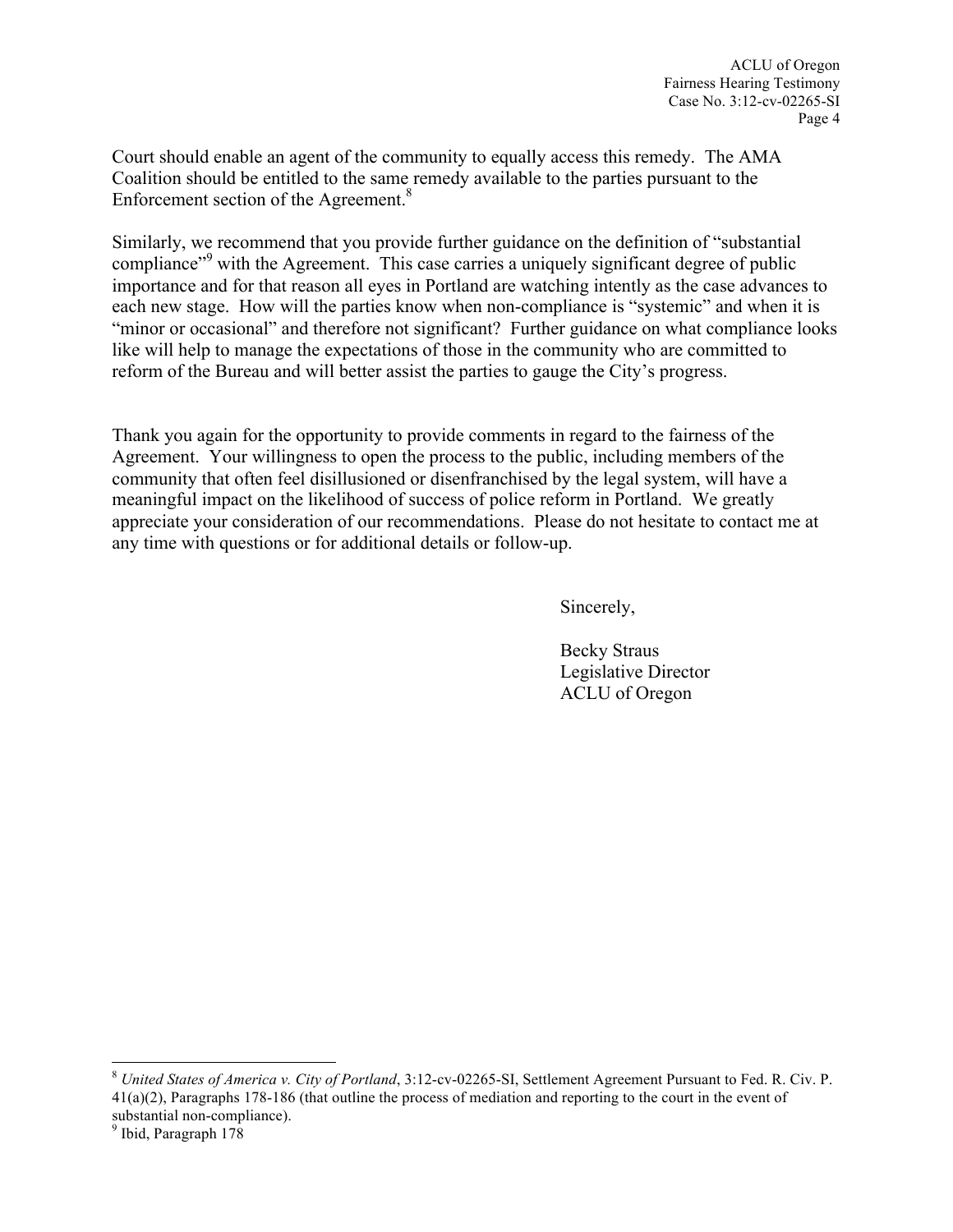Court should enable an agent of the community to equally access this remedy. The AMA Coalition should be entitled to the same remedy available to the parties pursuant to the Enforcement section of the Agreement.[8]

Similarly, we recommend that you provide further guidance on the definition of "substantial compliance"[9] with the Agreement. This case carries a uniquely significant degree of public importance and for that reason all eyes in Portland are watching intently as the case advances to each new stage. How will the parties know when non-compliance is "systemic" and when it is "minor or occasional" and therefore not significant? Further guidance on what compliance looks like will help to manage the expectations of those in the community who are committed to reform of the Bureau and will better assist the parties to gauge the City's progress.

Thank you again for the opportunity to provide comments in regard to the fairness of the Agreement. Your willingness to open the process to the public, including members of the community that often feel disillusioned or disenfranchised by the legal system, will have a meaningful impact on the likelihood of success of police reform in Portland. We greatly appreciate your consideration of our recommendations. Please do not hesitate to contact me at any time with questions or for additional details or follow-up.

Sincerely,

Becky Straus
Legislative Director
ACLU of Oregon

---

[8] *United States of America v. City of Portland*, 3:12-cv-02265-SI, Settlement Agreement Pursuant to Fed. R. Civ. P. 41(a)(2), Paragraphs 178-186 (that outline the process of mediation and reporting to the court in the event of substantial non-compliance).

[9] Ibid, Paragraph 178